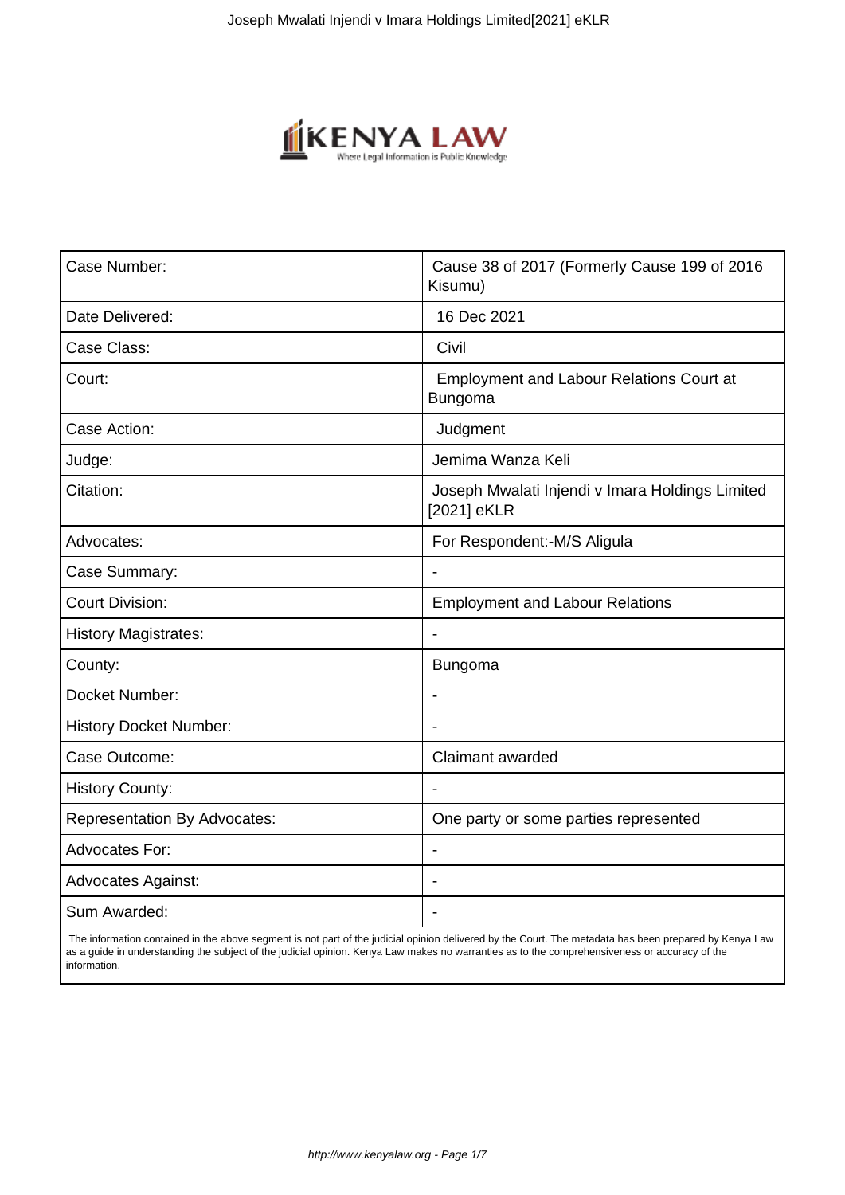| Case Number: | Cause 38 of 2017 (Formerly Cause 199 of 2016 Kisumu) |
|---|---|
| Date Delivered: | 16 Dec 2021 |
| Case Class: | Civil |
| Court: | Employment and Labour Relations Court at Bungoma |
| Case Action: | Judgment |
| Judge: | Jemima Wanza Keli |
| Citation: | Joseph Mwalati Injendi v Imara Holdings Limited [2021] eKLR |
| Advocates: | For Respondent:-M/S Aligula |
| Case Summary: | - |
| Court Division: | Employment and Labour Relations |
| History Magistrates: | - |
| County: | Bungoma |
| Docket Number: | - |
| History Docket Number: | - |
| Case Outcome: | Claimant awarded |
| History County: | - |
| Representation By Advocates: | One party or some parties represented |
| Advocates For: | - |
| Advocates Against: | - |
| Sum Awarded: | - |

The information contained in the above segment is not part of the judicial opinion delivered by the Court. The metadata has been prepared by Kenya Law as a guide in understanding the subject of the judicial opinion. Kenya Law makes no warranties as to the comprehensiveness or accuracy of the information.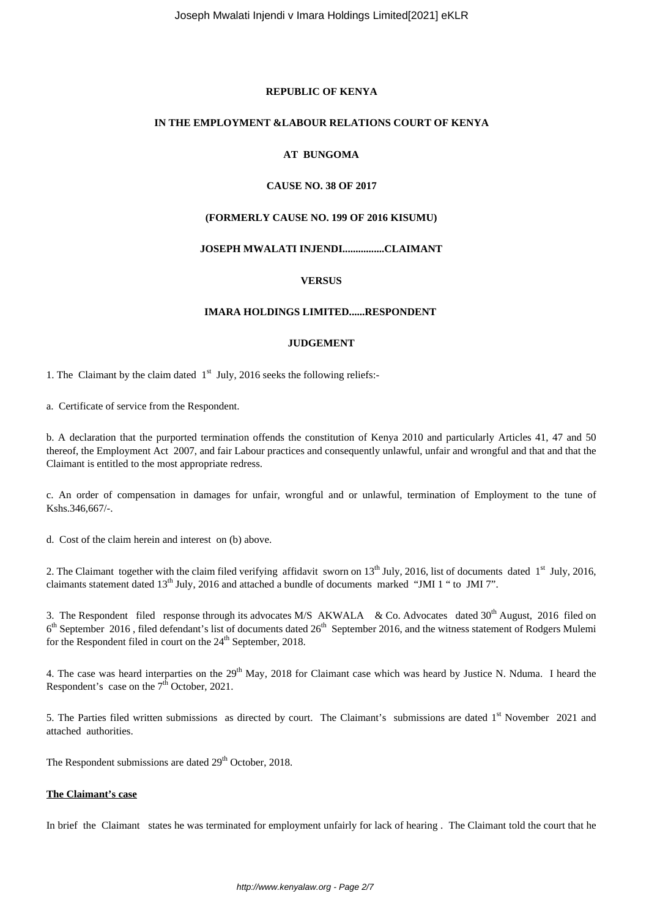**REPUBLIC OF KENYA**

**IN THE EMPLOYMENT &LABOUR RELATIONS COURT OF KENYA**

**AT BUNGOMA**

**CAUSE NO. 38 OF 2017**

**(FORMERLY CAUSE NO. 199 OF 2016 KISUMU)**

**JOSEPH MWALATI INJENDI................CLAIMANT**

**VERSUS**

**IMARA HOLDINGS LIMITED......RESPONDENT**

**JUDGEMENT**

1. The Claimant by the claim dated 1st July, 2016 seeks the following reliefs:-

a. Certificate of service from the Respondent.

b. A declaration that the purported termination offends the constitution of Kenya 2010 and particularly Articles 41, 47 and 50 thereof, the Employment Act 2007, and fair Labour practices and consequently unlawful, unfair and wrongful and that and that the Claimant is entitled to the most appropriate redress.

c. An order of compensation in damages for unfair, wrongful and or unlawful, termination of Employment to the tune of Kshs.346,667/-.

d. Cost of the claim herein and interest on (b) above.

2. The Claimant together with the claim filed verifying affidavit sworn on 13th July, 2016, list of documents dated 1st July, 2016, claimants statement dated 13th July, 2016 and attached a bundle of documents marked "JMI 1 " to JMI 7".

3. The Respondent filed response through its advocates M/S AKWALA & Co. Advocates dated 30th August, 2016 filed on 6th September 2016 , filed defendant's list of documents dated 26th September 2016, and the witness statement of Rodgers Mulemi for the Respondent filed in court on the 24th September, 2018.

4. The case was heard interparties on the 29th May, 2018 for Claimant case which was heard by Justice N. Nduma. I heard the Respondent's case on the 7th October, 2021.

5. The Parties filed written submissions as directed by court. The Claimant's submissions are dated 1st November 2021 and attached authorities.

The Respondent submissions are dated 29th October, 2018.

**The Claimant's case**

In brief the Claimant states he was terminated for employment unfairly for lack of hearing . The Claimant told the court that he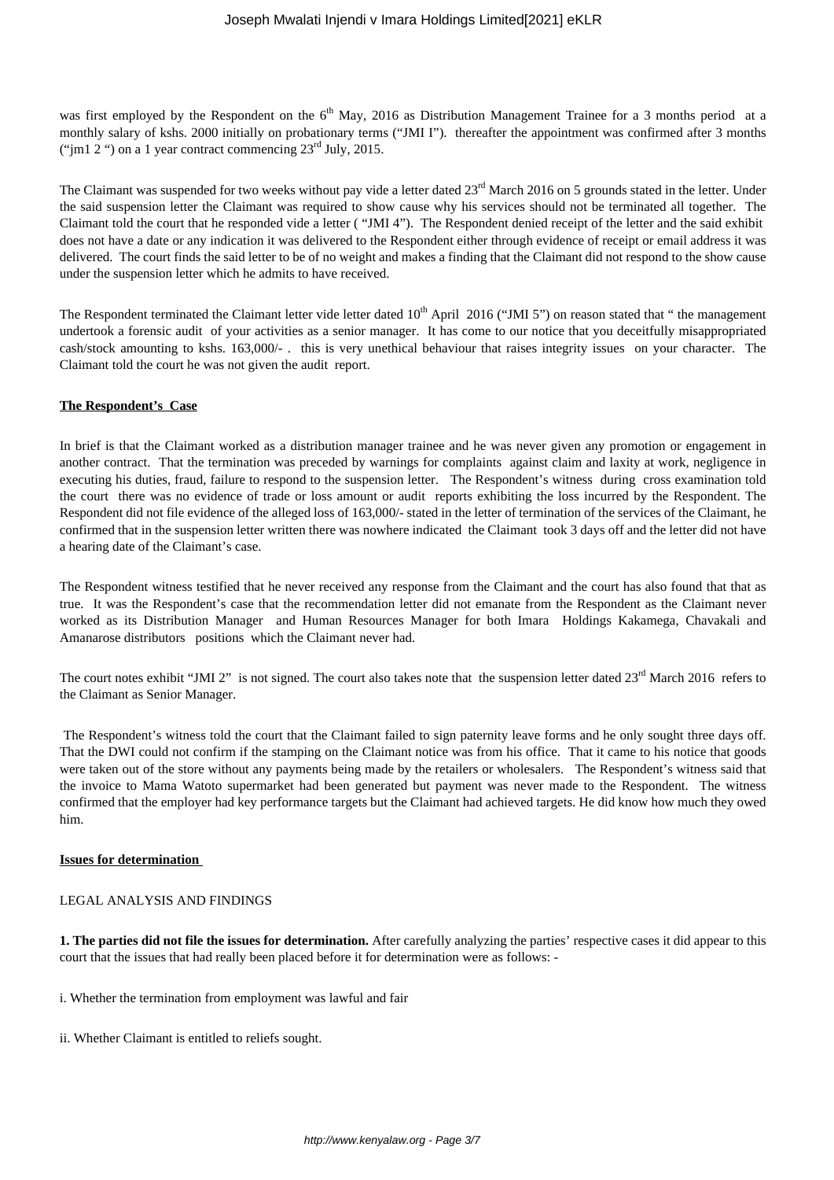was first employed by the Respondent on the 6th May, 2016 as Distribution Management Trainee for a 3 months period at a monthly salary of kshs. 2000 initially on probationary terms ("JMI I"). thereafter the appointment was confirmed after 3 months ("jm1 2 ") on a 1 year contract commencing 23rd July, 2015.

The Claimant was suspended for two weeks without pay vide a letter dated 23rd March 2016 on 5 grounds stated in the letter. Under the said suspension letter the Claimant was required to show cause why his services should not be terminated all together. The Claimant told the court that he responded vide a letter ( "JMI 4"). The Respondent denied receipt of the letter and the said exhibit does not have a date or any indication it was delivered to the Respondent either through evidence of receipt or email address it was delivered. The court finds the said letter to be of no weight and makes a finding that the Claimant did not respond to the show cause under the suspension letter which he admits to have received.

The Respondent terminated the Claimant letter vide letter dated 10th April 2016 ("JMI 5") on reason stated that " the management undertook a forensic audit of your activities as a senior manager. It has come to our notice that you deceitfully misappropriated cash/stock amounting to kshs. 163,000/- . this is very unethical behaviour that raises integrity issues on your character. The Claimant told the court he was not given the audit report.

**The Respondent's Case**

In brief is that the Claimant worked as a distribution manager trainee and he was never given any promotion or engagement in another contract. That the termination was preceded by warnings for complaints against claim and laxity at work, negligence in executing his duties, fraud, failure to respond to the suspension letter. The Respondent's witness during cross examination told the court there was no evidence of trade or loss amount or audit reports exhibiting the loss incurred by the Respondent. The Respondent did not file evidence of the alleged loss of 163,000/- stated in the letter of termination of the services of the Claimant, he confirmed that in the suspension letter written there was nowhere indicated the Claimant took 3 days off and the letter did not have a hearing date of the Claimant's case.

The Respondent witness testified that he never received any response from the Claimant and the court has also found that that as true. It was the Respondent's case that the recommendation letter did not emanate from the Respondent as the Claimant never worked as its Distribution Manager and Human Resources Manager for both Imara Holdings Kakamega, Chavakali and Amanarose distributors positions which the Claimant never had.

The court notes exhibit "JMI 2" is not signed. The court also takes note that the suspension letter dated 23rd March 2016 refers to the Claimant as Senior Manager.

The Respondent's witness told the court that the Claimant failed to sign paternity leave forms and he only sought three days off. That the DWI could not confirm if the stamping on the Claimant notice was from his office. That it came to his notice that goods were taken out of the store without any payments being made by the retailers or wholesalers. The Respondent's witness said that the invoice to Mama Watoto supermarket had been generated but payment was never made to the Respondent. The witness confirmed that the employer had key performance targets but the Claimant had achieved targets. He did know how much they owed him.

**Issues for determination**

LEGAL ANALYSIS AND FINDINGS

**1. The parties did not file the issues for determination.** After carefully analyzing the parties' respective cases it did appear to this court that the issues that had really been placed before it for determination were as follows: -

i. Whether the termination from employment was lawful and fair

ii. Whether Claimant is entitled to reliefs sought.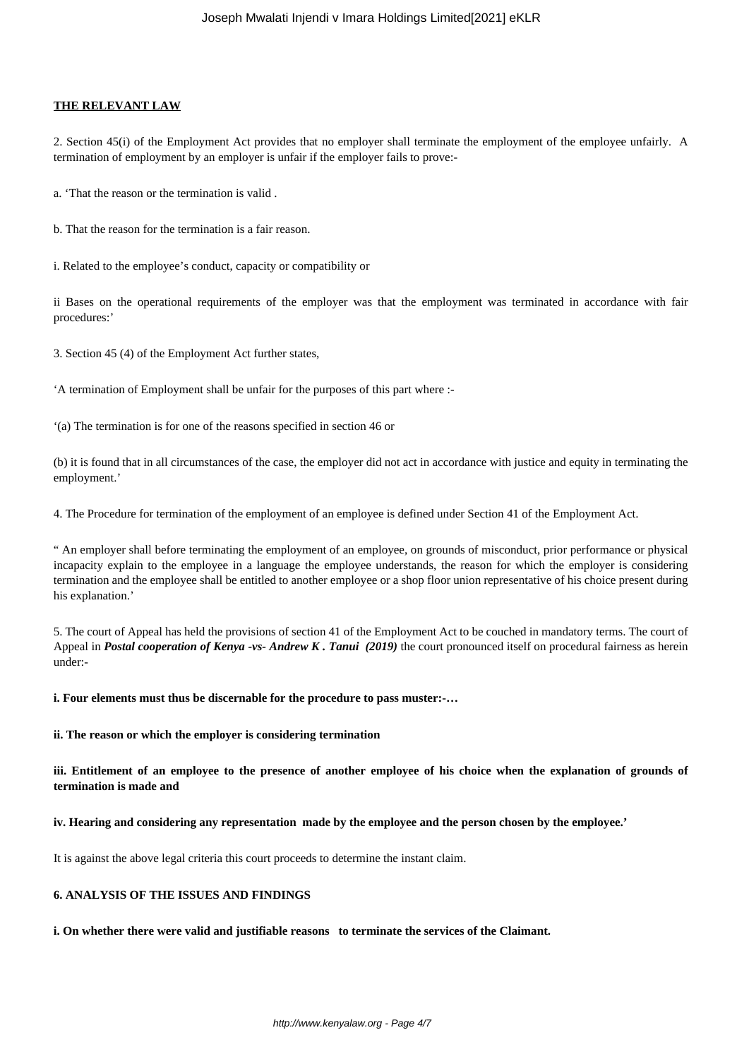**THE RELEVANT LAW**

2. Section 45(i) of the Employment Act provides that no employer shall terminate the employment of the employee unfairly. A termination of employment by an employer is unfair if the employer fails to prove:-

a. 'That the reason or the termination is valid .

b. That the reason for the termination is a fair reason.

i. Related to the employee's conduct, capacity or compatibility or

ii Bases on the operational requirements of the employer was that the employment was terminated in accordance with fair procedures:'

3. Section 45 (4) of the Employment Act further states,

'A termination of Employment shall be unfair for the purposes of this part where :-

'(a) The termination is for one of the reasons specified in section 46 or

(b) it is found that in all circumstances of the case, the employer did not act in accordance with justice and equity in terminating the employment.'

4. The Procedure for termination of the employment of an employee is defined under Section 41 of the Employment Act.

" An employer shall before terminating the employment of an employee, on grounds of misconduct, prior performance or physical incapacity explain to the employee in a language the employee understands, the reason for which the employer is considering termination and the employee shall be entitled to another employee or a shop floor union representative of his choice present during his explanation.'

5. The court of Appeal has held the provisions of section 41 of the Employment Act to be couched in mandatory terms. The court of Appeal in ***Postal cooperation of Kenya -vs- Andrew K . Tanui (2019)*** the court pronounced itself on procedural fairness as herein under:-

**i. Four elements must thus be discernable for the procedure to pass muster:-…**

**ii. The reason or which the employer is considering termination**

**iii. Entitlement of an employee to the presence of another employee of his choice when the explanation of grounds of termination is made and**

**iv. Hearing and considering any representation made by the employee and the person chosen by the employee.'**

It is against the above legal criteria this court proceeds to determine the instant claim.

**6. ANALYSIS OF THE ISSUES AND FINDINGS**

**i. On whether there were valid and justifiable reasons to terminate the services of the Claimant.**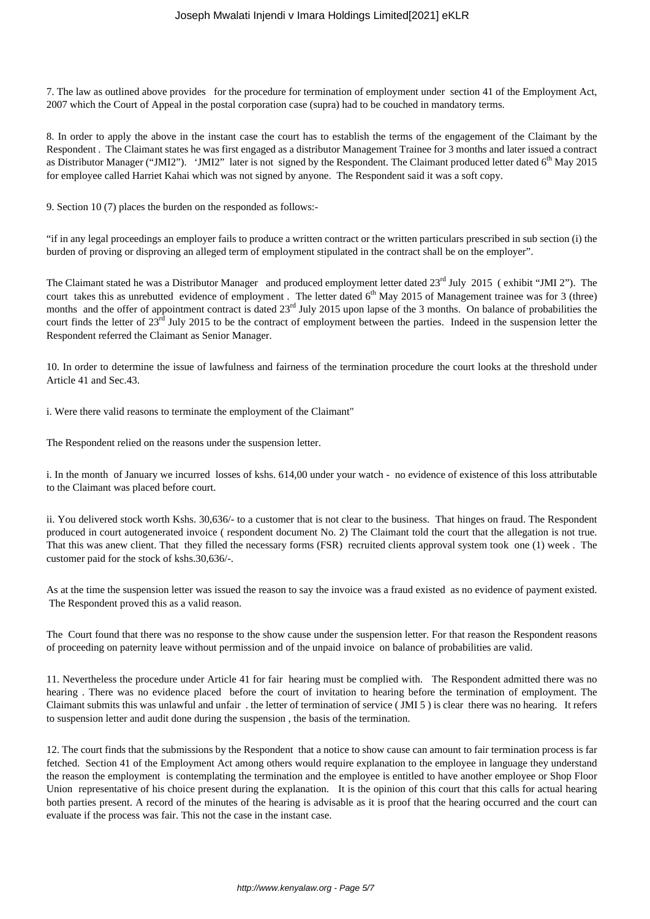7. The law as outlined above provides for the procedure for termination of employment under section 41 of the Employment Act, 2007 which the Court of Appeal in the postal corporation case (supra) had to be couched in mandatory terms.

8. In order to apply the above in the instant case the court has to establish the terms of the engagement of the Claimant by the Respondent . The Claimant states he was first engaged as a distributor Management Trainee for 3 months and later issued a contract as Distributor Manager ("JMI2"). 'JMI2" later is not signed by the Respondent. The Claimant produced letter dated 6th May 2015 for employee called Harriet Kahai which was not signed by anyone. The Respondent said it was a soft copy.

9. Section 10 (7) places the burden on the responded as follows:-

"if in any legal proceedings an employer fails to produce a written contract or the written particulars prescribed in sub section (i) the burden of proving or disproving an alleged term of employment stipulated in the contract shall be on the employer".

The Claimant stated he was a Distributor Manager and produced employment letter dated 23rd July 2015 ( exhibit "JMI 2"). The court takes this as unrebutted evidence of employment . The letter dated 6th May 2015 of Management trainee was for 3 (three) months and the offer of appointment contract is dated 23rd July 2015 upon lapse of the 3 months. On balance of probabilities the court finds the letter of 23rd July 2015 to be the contract of employment between the parties. Indeed in the suspension letter the Respondent referred the Claimant as Senior Manager.

10. In order to determine the issue of lawfulness and fairness of the termination procedure the court looks at the threshold under Article 41 and Sec.43.

i. Were there valid reasons to terminate the employment of the Claimant"

The Respondent relied on the reasons under the suspension letter.

i. In the month of January we incurred losses of kshs. 614,00 under your watch - no evidence of existence of this loss attributable to the Claimant was placed before court.

ii. You delivered stock worth Kshs. 30,636/- to a customer that is not clear to the business. That hinges on fraud. The Respondent produced in court autogenerated invoice ( respondent document No. 2) The Claimant told the court that the allegation is not true. That this was anew client. That they filled the necessary forms (FSR) recruited clients approval system took one (1) week . The customer paid for the stock of kshs.30,636/-.

As at the time the suspension letter was issued the reason to say the invoice was a fraud existed as no evidence of payment existed. The Respondent proved this as a valid reason.

The Court found that there was no response to the show cause under the suspension letter. For that reason the Respondent reasons of proceeding on paternity leave without permission and of the unpaid invoice on balance of probabilities are valid.

11. Nevertheless the procedure under Article 41 for fair hearing must be complied with. The Respondent admitted there was no hearing . There was no evidence placed before the court of invitation to hearing before the termination of employment. The Claimant submits this was unlawful and unfair . the letter of termination of service ( JMI 5 ) is clear there was no hearing. It refers to suspension letter and audit done during the suspension , the basis of the termination.

12. The court finds that the submissions by the Respondent that a notice to show cause can amount to fair termination process is far fetched. Section 41 of the Employment Act among others would require explanation to the employee in language they understand the reason the employment is contemplating the termination and the employee is entitled to have another employee or Shop Floor Union representative of his choice present during the explanation. It is the opinion of this court that this calls for actual hearing both parties present. A record of the minutes of the hearing is advisable as it is proof that the hearing occurred and the court can evaluate if the process was fair. This not the case in the instant case.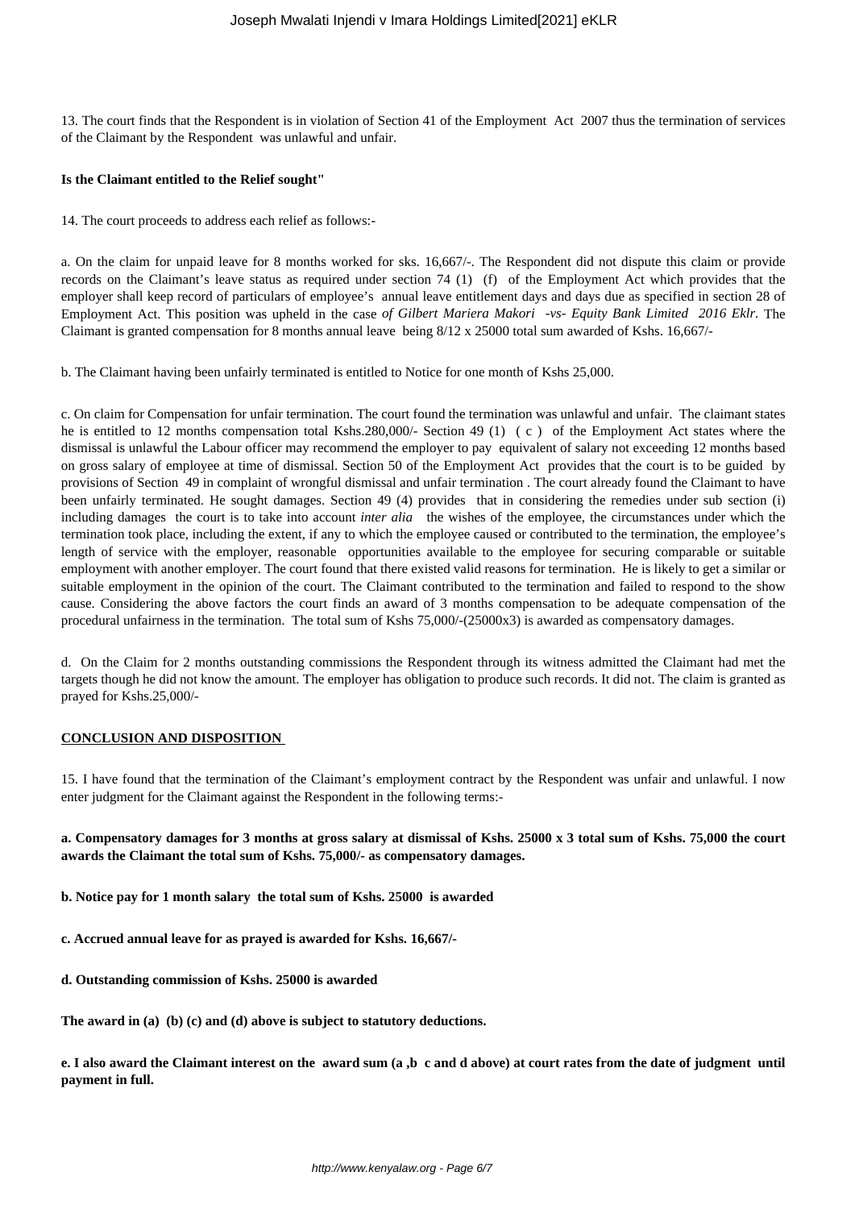13. The court finds that the Respondent is in violation of Section 41 of the Employment Act 2007 thus the termination of services of the Claimant by the Respondent was unlawful and unfair.

**Is the Claimant entitled to the Relief sought"**

14. The court proceeds to address each relief as follows:-

a. On the claim for unpaid leave for 8 months worked for sks. 16,667/-. The Respondent did not dispute this claim or provide records on the Claimant's leave status as required under section 74 (1) (f) of the Employment Act which provides that the employer shall keep record of particulars of employee's annual leave entitlement days and days due as specified in section 28 of Employment Act. This position was upheld in the case *of Gilbert Mariera Makori -vs- Equity Bank Limited 2016 Eklr.* The Claimant is granted compensation for 8 months annual leave being 8/12 x 25000 total sum awarded of Kshs. 16,667/-

b. The Claimant having been unfairly terminated is entitled to Notice for one month of Kshs 25,000.

c. On claim for Compensation for unfair termination. The court found the termination was unlawful and unfair. The claimant states he is entitled to 12 months compensation total Kshs.280,000/- Section 49 (1) ( c ) of the Employment Act states where the dismissal is unlawful the Labour officer may recommend the employer to pay equivalent of salary not exceeding 12 months based on gross salary of employee at time of dismissal. Section 50 of the Employment Act provides that the court is to be guided by provisions of Section 49 in complaint of wrongful dismissal and unfair termination . The court already found the Claimant to have been unfairly terminated. He sought damages. Section 49 (4) provides that in considering the remedies under sub section (i) including damages the court is to take into account *inter alia* the wishes of the employee, the circumstances under which the termination took place, including the extent, if any to which the employee caused or contributed to the termination, the employee's length of service with the employer, reasonable opportunities available to the employee for securing comparable or suitable employment with another employer. The court found that there existed valid reasons for termination. He is likely to get a similar or suitable employment in the opinion of the court. The Claimant contributed to the termination and failed to respond to the show cause. Considering the above factors the court finds an award of 3 months compensation to be adequate compensation of the procedural unfairness in the termination. The total sum of Kshs 75,000/-(25000x3) is awarded as compensatory damages.

d. On the Claim for 2 months outstanding commissions the Respondent through its witness admitted the Claimant had met the targets though he did not know the amount. The employer has obligation to produce such records. It did not. The claim is granted as prayed for Kshs.25,000/-

**CONCLUSION AND DISPOSITION**

15. I have found that the termination of the Claimant's employment contract by the Respondent was unfair and unlawful. I now enter judgment for the Claimant against the Respondent in the following terms:-

**a. Compensatory damages for 3 months at gross salary at dismissal of Kshs. 25000 x 3 total sum of Kshs. 75,000 the court awards the Claimant the total sum of Kshs. 75,000/- as compensatory damages.**

**b. Notice pay for 1 month salary the total sum of Kshs. 25000 is awarded**

**c. Accrued annual leave for as prayed is awarded for Kshs. 16,667/-**

**d. Outstanding commission of Kshs. 25000 is awarded**

**The award in (a) (b) (c) and (d) above is subject to statutory deductions.**

**e. I also award the Claimant interest on the award sum (a ,b c and d above) at court rates from the date of judgment until payment in full.**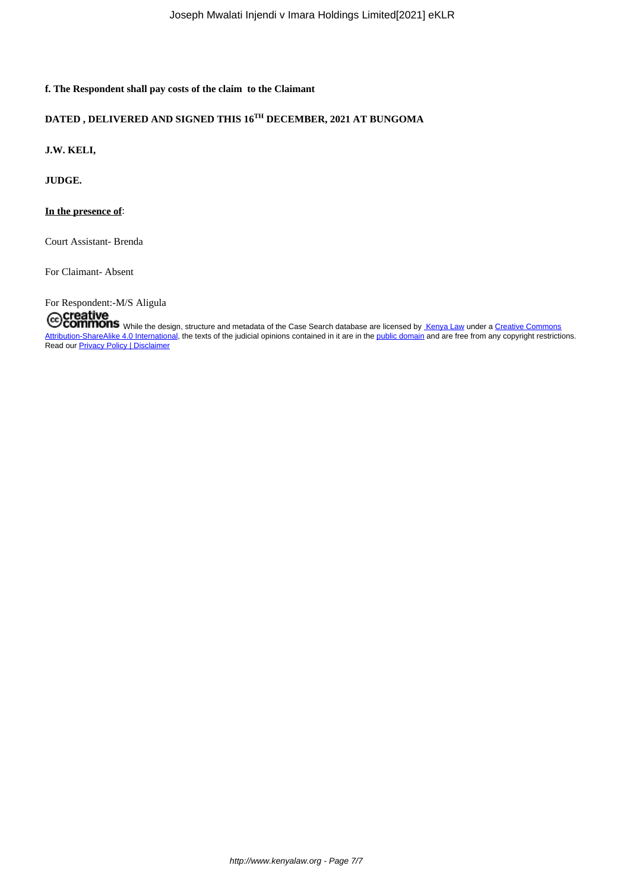**f. The Respondent shall pay costs of the claim to the Claimant**

**DATED , DELIVERED AND SIGNED THIS 16TH DECEMBER, 2021 AT BUNGOMA**

**J.W. KELI,**

**JUDGE.**

**In the presence of**:

Court Assistant- Brenda

For Claimant- Absent

For Respondent:-M/S Aligula

While the design, structure and metadata of the Case Search database are licensed by Kenya Law under a Creative Commons Attribution-ShareAlike 4.0 International, the texts of the judicial opinions contained in it are in the public domain and are free from any copyright restrictions. Read our Privacy Policy | Disclaimer